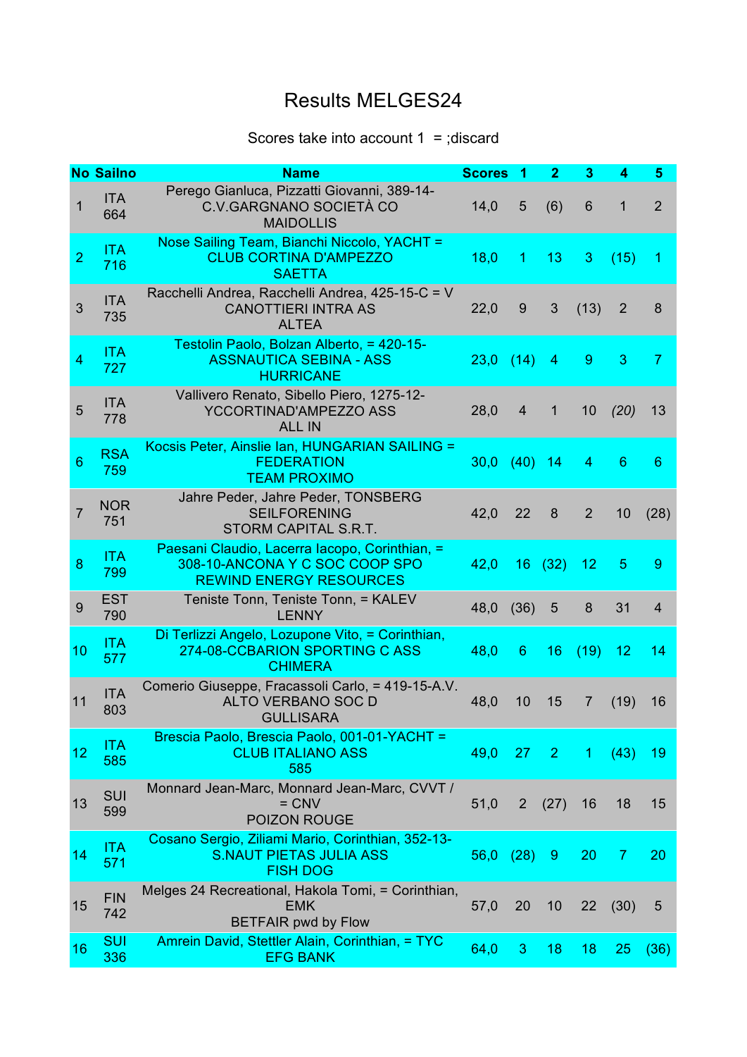# Results MELGES24

Scores take into account 1 = ;discard

| No | Sailno | Name | Scores | 1 | 2 | 3 | 4 | 5 |
|---|---|---|---|---|---|---|---|---|
| 1 | ITA 664 | Perego Gianluca, Pizzatti Giovanni, 389-14-C.V.GARGNANO SOCIETÀ CO MAIDOLLIS | 14,0 | 5 | (6) | 6 | 1 | 2 |
| 2 | ITA 716 | Nose Sailing Team, Bianchi Niccolo, YACHT = CLUB CORTINA D'AMPEZZO SAETTA | 18,0 | 1 | 13 | 3 | (15) | 1 |
| 3 | ITA 735 | Racchelli Andrea, Racchelli Andrea, 425-15-C = V CANOTTIERI INTRA AS ALTEA | 22,0 | 9 | 3 | (13) | 2 | 8 |
| 4 | ITA 727 | Testolin Paolo, Bolzan Alberto, = 420-15-ASSNAUTICA SEBINA - ASS HURRICANE | 23,0 | (14) | 4 | 9 | 3 | 7 |
| 5 | ITA 778 | Vallivero Renato, Sibello Piero, 1275-12-YCCORTINAD'AMPEZZO ASS ALL IN | 28,0 | 4 | 1 | 10 | *(20)* | 13 |
| 6 | RSA 759 | Kocsis Peter, Ainslie Ian, HUNGARIAN SAILING = FEDERATION TEAM PROXIMO | 30,0 | (40) | 14 | 4 | 6 | 6 |
| 7 | NOR 751 | Jahre Peder, Jahre Peder, TONSBERG SEILFORENING STORM CAPITAL S.R.T. | 42,0 | 22 | 8 | 2 | 10 | (28) |
| 8 | ITA 799 | Paesani Claudio, Lacerra Iacopo, Corinthian, = 308-10-ANCONA Y C SOC COOP SPO REWIND ENERGY RESOURCES | 42,0 | 16 | (32) | 12 | 5 | 9 |
| 9 | EST 790 | Teniste Tonn, Teniste Tonn, = KALEV LENNY | 48,0 | (36) | 5 | 8 | 31 | 4 |
| 10 | ITA 577 | Di Terlizzi Angelo, Lozupone Vito, = Corinthian, 274-08-CCBARION SPORTING C ASS CHIMERA | 48,0 | 6 | 16 | (19) | 12 | 14 |
| 11 | ITA 803 | Comerio Giuseppe, Fracassoli Carlo, = 419-15-A.V. ALTO VERBANO SOC D GULLISARA | 48,0 | 10 | 15 | 7 | (19) | 16 |
| 12 | ITA 585 | Brescia Paolo, Brescia Paolo, 001-01-YACHT = CLUB ITALIANO ASS 585 | 49,0 | 27 | 2 | 1 | (43) | 19 |
| 13 | SUI 599 | Monnard Jean-Marc, Monnard Jean-Marc, CVVT / = CNV POIZON ROUGE | 51,0 | 2 | (27) | 16 | 18 | 15 |
| 14 | ITA 571 | Cosano Sergio, Ziliami Mario, Corinthian, 352-13-S.NAUT PIETAS JULIA ASS FISH DOG | 56,0 | (28) | 9 | 20 | 7 | 20 |
| 15 | FIN 742 | Melges 24 Recreational, Hakola Tomi, = Corinthian, EMK BETFAIR pwd by Flow | 57,0 | 20 | 10 | 22 | (30) | 5 |
| 16 | SUI 336 | Amrein David, Stettler Alain, Corinthian, = TYC EFG BANK | 64,0 | 3 | 18 | 18 | 25 | (36) |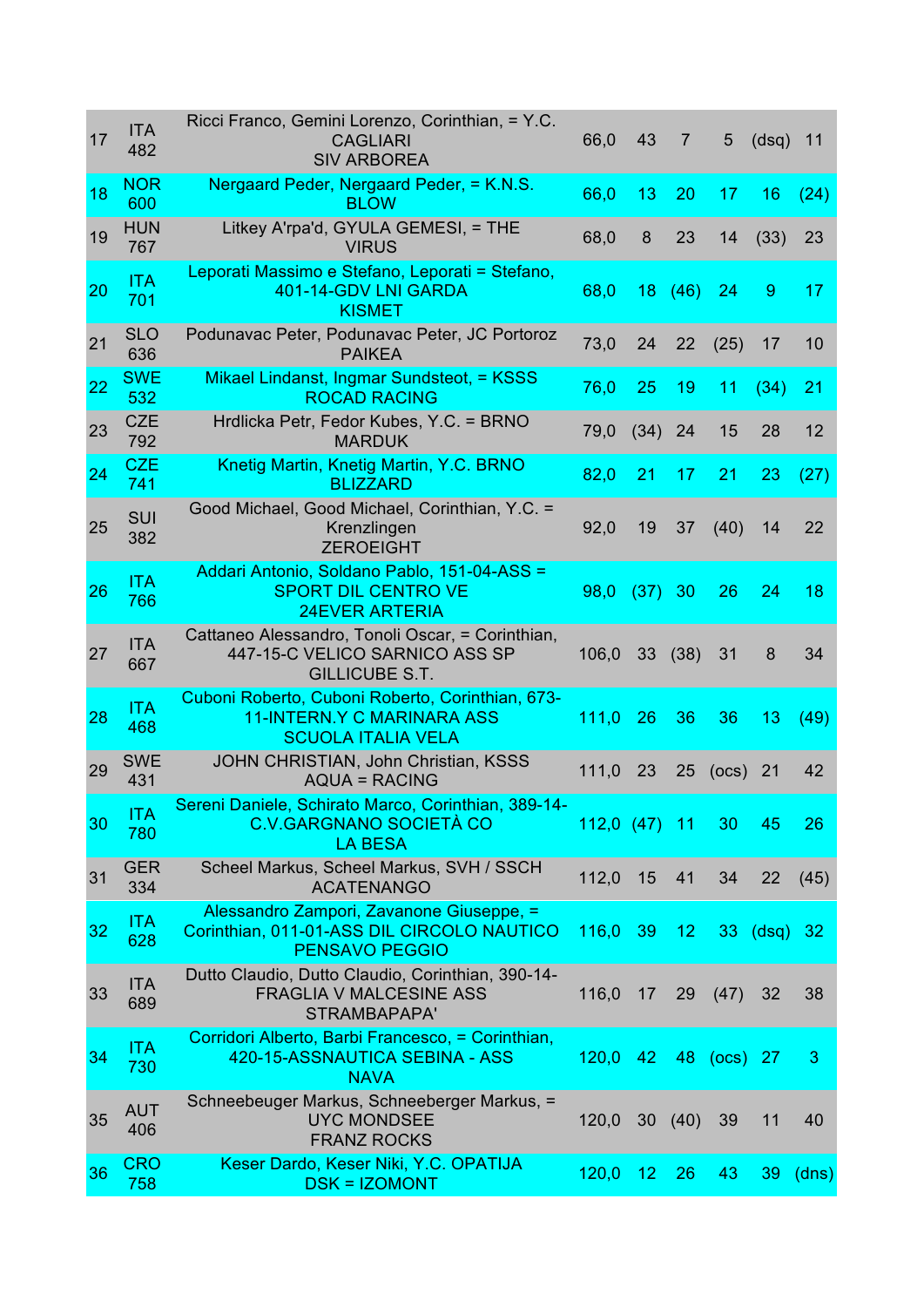| | | | | | | | | |
|---|---|---|---|---|---|---|---|---|
| 17 | ITA 482 | Ricci Franco, Gemini Lorenzo, Corinthian, = Y.C. CAGLIARI SIV ARBOREA | 66,0 | 43 | 7 | 5 | (dsq) | 11 |
| 18 | NOR 600 | Nergaard Peder, Nergaard Peder, = K.N.S. BLOW | 66,0 | 13 | 20 | 17 | 16 | (24) |
| 19 | HUN 767 | Litkey A'rpa'd, GYULA GEMESI, = THE VIRUS | 68,0 | 8 | 23 | 14 | (33) | 23 |
| 20 | ITA 701 | Leporati Massimo e Stefano, Leporati = Stefano, 401-14-GDV LNI GARDA KISMET | 68,0 | 18 | (46) | 24 | 9 | 17 |
| 21 | SLO 636 | Podunavac Peter, Podunavac Peter, JC Portoroz PAIKEA | 73,0 | 24 | 22 | (25) | 17 | 10 |
| 22 | SWE 532 | Mikael Lindanst, Ingmar Sundsteot, = KSSS ROCAD RACING | 76,0 | 25 | 19 | 11 | (34) | 21 |
| 23 | CZE 792 | Hrdlicka Petr, Fedor Kubes, Y.C. = BRNO MARDUK | 79,0 | (34) | 24 | 15 | 28 | 12 |
| 24 | CZE 741 | Knetig Martin, Knetig Martin, Y.C. BRNO BLIZZARD | 82,0 | 21 | 17 | 21 | 23 | (27) |
| 25 | SUI 382 | Good Michael, Good Michael, Corinthian, Y.C. = Krenzlingen ZEROEIGHT | 92,0 | 19 | 37 | (40) | 14 | 22 |
| 26 | ITA 766 | Addari Antonio, Soldano Pablo, 151-04-ASS = SPORT DIL CENTRO VE 24EVER ARTERIA | 98,0 | (37) | 30 | 26 | 24 | 18 |
| 27 | ITA 667 | Cattaneo Alessandro, Tonoli Oscar, = Corinthian, 447-15-C VELICO SARNICO ASS SP GILLICUBE S.T. | 106,0 | 33 | (38) | 31 | 8 | 34 |
| 28 | ITA 468 | Cuboni Roberto, Cuboni Roberto, Corinthian, 673-11-INTERN.Y C MARINARA ASS SCUOLA ITALIA VELA | 111,0 | 26 | 36 | 36 | 13 | (49) |
| 29 | SWE 431 | JOHN CHRISTIAN, John Christian, KSSS AQUA = RACING | 111,0 | 23 | 25 | (ocs) | 21 | 42 |
| 30 | ITA 780 | Sereni Daniele, Schirato Marco, Corinthian, 389-14-C.V.GARGNANO SOCIETÀ CO LA BESA | 112,0 | (47) | 11 | 30 | 45 | 26 |
| 31 | GER 334 | Scheel Markus, Scheel Markus, SVH / SSCH ACATENANGO | 112,0 | 15 | 41 | 34 | 22 | (45) |
| 32 | ITA 628 | Alessandro Zampori, Zavanone Giuseppe, = Corinthian, 011-01-ASS DIL CIRCOLO NAUTICO PENSAVO PEGGIO | 116,0 | 39 | 12 | 33 | (dsq) | 32 |
| 33 | ITA 689 | Dutto Claudio, Dutto Claudio, Corinthian, 390-14-FRAGLIA V MALCESINE ASS STRAMBAPAPA' | 116,0 | 17 | 29 | (47) | 32 | 38 |
| 34 | ITA 730 | Corridori Alberto, Barbi Francesco, = Corinthian, 420-15-ASSNAUTICA SEBINA - ASS NAVA | 120,0 | 42 | 48 | (ocs) | 27 | 3 |
| 35 | AUT 406 | Schneebeuger Markus, Schneeberger Markus, = UYC MONDSEE FRANZ ROCKS | 120,0 | 30 | (40) | 39 | 11 | 40 |
| 36 | CRO 758 | Keser Dardo, Keser Niki, Y.C. OPATIJA DSK = IZOMONT | 120,0 | 12 | 26 | 43 | 39 | (dns) |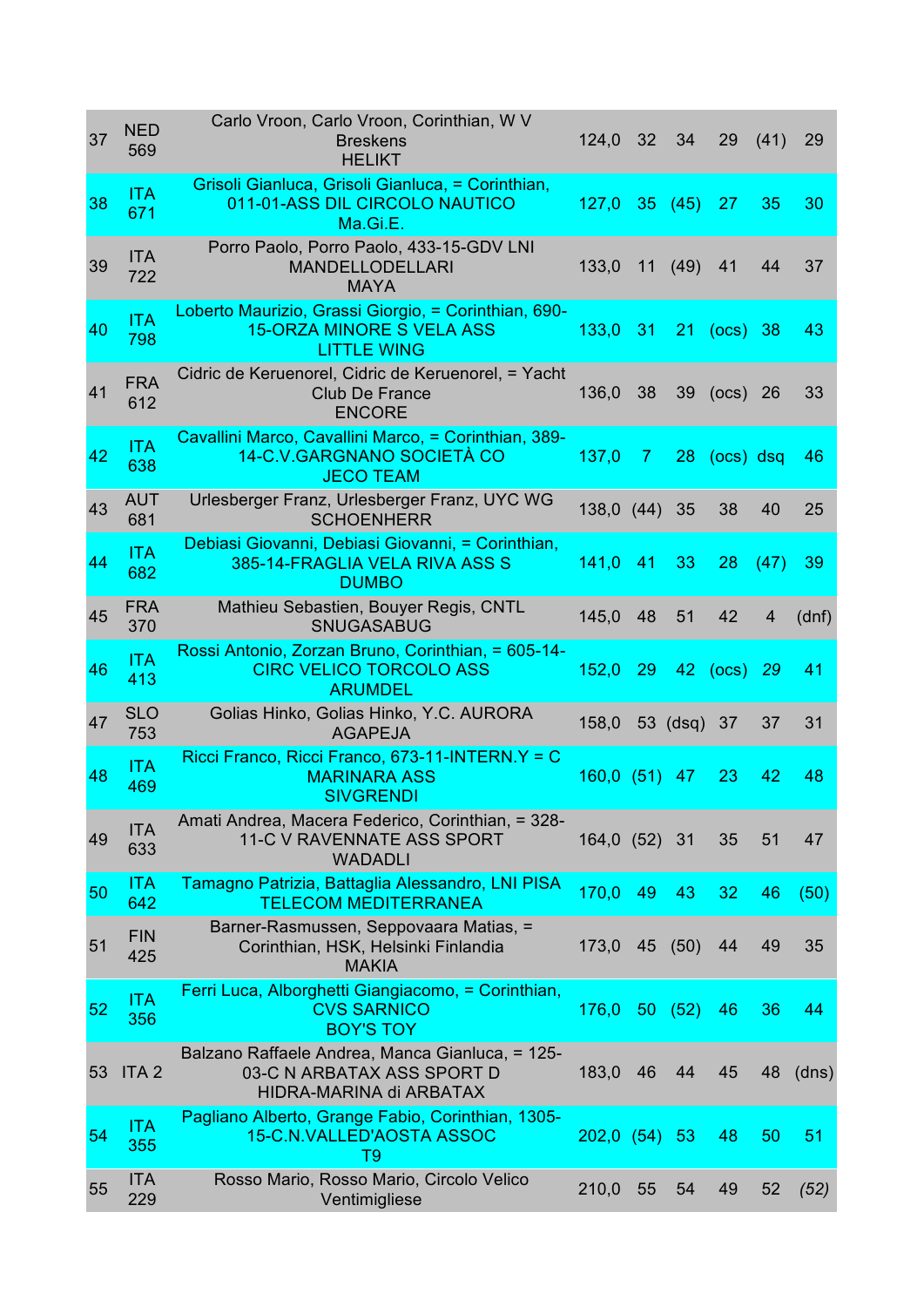| | | | | | | | | |
|---|---|---|---|---|---|---|---|---|
| 37 | NED 569 | Carlo Vroon, Carlo Vroon, Corinthian, W V Breskens HELIKT | 124,0 | 32 | 34 | 29 | (41) | 29 |
| 38 | ITA 671 | Grisoli Gianluca, Grisoli Gianluca, = Corinthian, 011-01-ASS DIL CIRCOLO NAUTICO Ma.Gi.E. | 127,0 | 35 | (45) | 27 | 35 | 30 |
| 39 | ITA 722 | Porro Paolo, Porro Paolo, 433-15-GDV LNI MANDELLODELLARI MAYA | 133,0 | 11 | (49) | 41 | 44 | 37 |
| 40 | ITA 798 | Loberto Maurizio, Grassi Giorgio, = Corinthian, 690-15-ORZA MINORE S VELA ASS LITTLE WING | 133,0 | 31 | 21 | (ocs) | 38 | 43 |
| 41 | FRA 612 | Cidric de Keruenorel, Cidric de Keruenorel, = Yacht Club De France ENCORE | 136,0 | 38 | 39 | (ocs) | 26 | 33 |
| 42 | ITA 638 | Cavallini Marco, Cavallini Marco, = Corinthian, 389-14-C.V.GARGNANO SOCIETÀ CO JECO TEAM | 137,0 | 7 | 28 | (ocs) | dsq | 46 |
| 43 | AUT 681 | Urlesberger Franz, Urlesberger Franz, UYC WG SCHOENHERR | 138,0 | (44) | 35 | 38 | 40 | 25 |
| 44 | ITA 682 | Debiasi Giovanni, Debiasi Giovanni, = Corinthian, 385-14-FRAGLIA VELA RIVA ASS S DUMBO | 141,0 | 41 | 33 | 28 | (47) | 39 |
| 45 | FRA 370 | Mathieu Sebastien, Bouyer Regis, CNTL SNUGASABUG | 145,0 | 48 | 51 | 42 | 4 | (dnf) |
| 46 | ITA 413 | Rossi Antonio, Zorzan Bruno, Corinthian, = 605-14-CIRC VELICO TORCOLO ASS ARUMDEL | 152,0 | 29 | 42 | (ocs) | *29* | 41 |
| 47 | SLO 753 | Golias Hinko, Golias Hinko, Y.C. AURORA AGAPEJA | 158,0 | 53 | (dsq) | 37 | 37 | 31 |
| 48 | ITA 469 | Ricci Franco, Ricci Franco, 673-11-INTERN.Y = C MARINARA ASS SIVGRENDI | 160,0 | (51) | 47 | 23 | 42 | 48 |
| 49 | ITA 633 | Amati Andrea, Macera Federico, Corinthian, = 328-11-C V RAVENNATE ASS SPORT WADADLI | 164,0 | (52) | 31 | 35 | 51 | 47 |
| 50 | ITA 642 | Tamagno Patrizia, Battaglia Alessandro, LNI PISA TELECOM MEDITERRANEA | 170,0 | 49 | 43 | 32 | 46 | (50) |
| 51 | FIN 425 | Barner-Rasmussen, Seppovaara Matias, = Corinthian, HSK, Helsinki Finlandia MAKIA | 173,0 | 45 | (50) | 44 | 49 | 35 |
| 52 | ITA 356 | Ferri Luca, Alborghetti Giangiacomo, = Corinthian, CVS SARNICO BOY'S TOY | 176,0 | 50 | (52) | 46 | 36 | 44 |
| 53 | ITA 2 | Balzano Raffaele Andrea, Manca Gianluca, = 125-03-C N ARBATAX ASS SPORT D HIDRA-MARINA di ARBATAX | 183,0 | 46 | 44 | 45 | 48 | (dns) |
| 54 | ITA 355 | Pagliano Alberto, Grange Fabio, Corinthian, 1305-15-C.N.VALLED'AOSTA ASSOC T9 | 202,0 | (54) | 53 | 48 | 50 | 51 |
| 55 | ITA 229 | Rosso Mario, Rosso Mario, Circolo Velico Ventimigliese | 210,0 | 55 | 54 | 49 | 52 | *(52)* |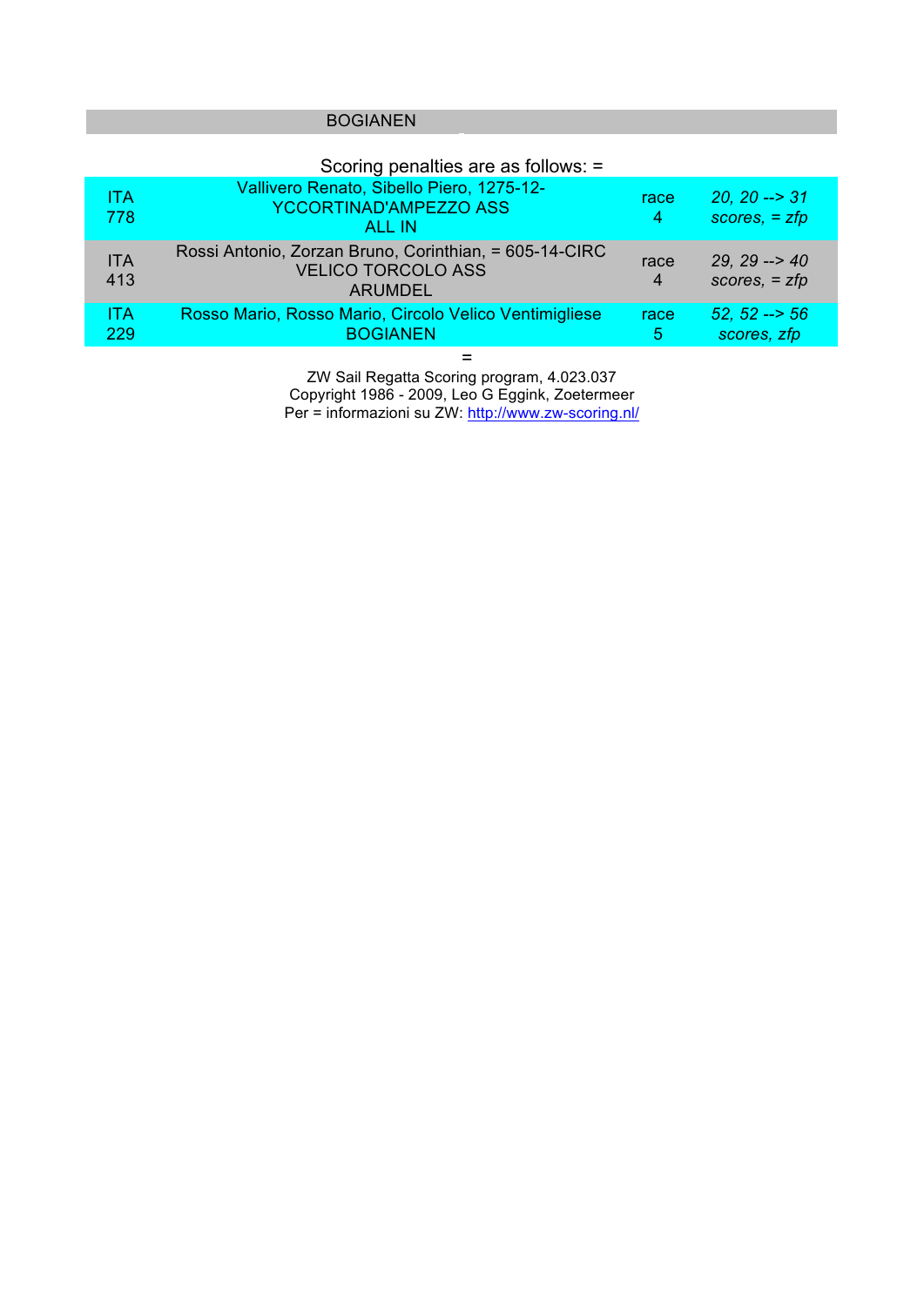BOGIANEN

Scoring penalties are as follows: =

| | | | |
|---|---|---|---|
| ITA 778 | Vallivero Renato, Sibello Piero, 1275-12-YCCORTINAD'AMPEZZO ASS ALL IN | race 4 | *20, 20 --> 31 scores, = zfp* |
| ITA 413 | Rossi Antonio, Zorzan Bruno, Corinthian, = 605-14-CIRC VELICO TORCOLO ASS ARUMDEL | race 4 | *29, 29 --> 40 scores, = zfp* |
| ITA 229 | Rosso Mario, Rosso Mario, Circolo Velico Ventimigliese BOGIANEN | race 5 | *52, 52 --> 56 scores, zfp* |

=

ZW Sail Regatta Scoring program, 4.023.037
Copyright 1986 - 2009, Leo G Eggink, Zoetermeer
Per = informazioni su ZW: [http://www.zw-scoring.nl/](http://www.zw-scoring.nl/)